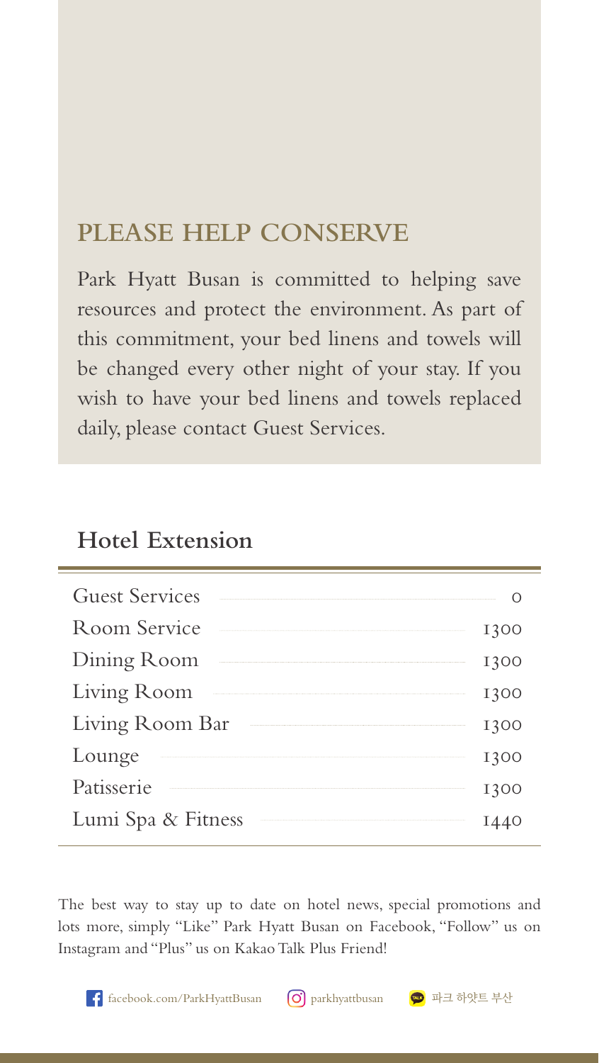## PLEASE HELP CONSERVE

Park Hyatt Busan is committed to helping save resources and protect the environment. As part of this commitment, your bed linens and towels will be changed every other night of your stay. If you wish to have your bed linens and towels replaced daily, please contact Guest Services.

## Hotel Extension

| | |
|---|---|
| Guest Services | 0 |
| Room Service | 1300 |
| Dining Room | 1300 |
| Living Room | 1300 |
| Living Room Bar | 1300 |
| Lounge | 1300 |
| Patisserie | 1300 |
| Lumi Spa & Fitness | 1440 |

The best way to stay up to date on hotel news, special promotions and lots more, simply "Like" Park Hyatt Busan on Facebook, "Follow" us on Instagram and "Plus" us on Kakao Talk Plus Friend!

facebook.com/ParkHyattBusan parkhyattbusan 파크 하얏트 부산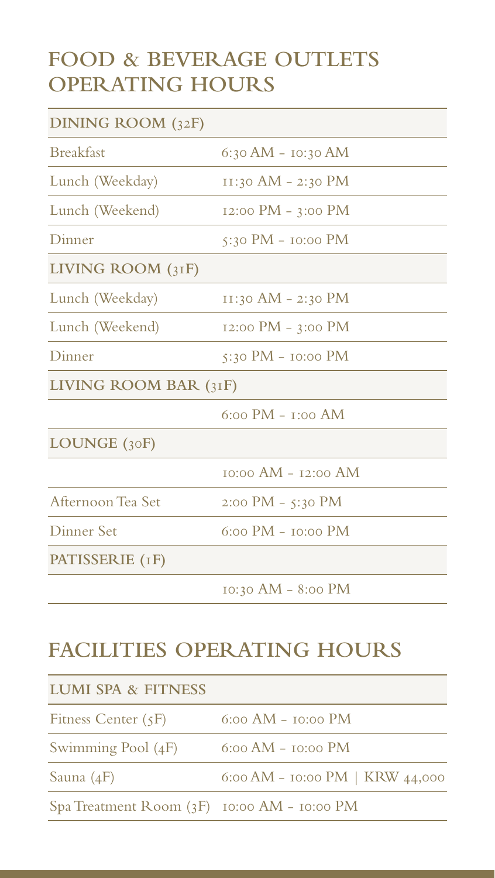# FOOD & BEVERAGE OUTLETS OPERATING HOURS

| DINING ROOM (32F) | |
|---|---|
| Breakfast | 6:30 AM - 10:30 AM |
| Lunch (Weekday) | 11:30 AM - 2:30 PM |
| Lunch (Weekend) | 12:00 PM - 3:00 PM |
| Dinner | 5:30 PM - 10:00 PM |
| **LIVING ROOM (31F)** | |
| Lunch (Weekday) | 11:30 AM - 2:30 PM |
| Lunch (Weekend) | 12:00 PM - 3:00 PM |
| Dinner | 5:30 PM - 10:00 PM |
| **LIVING ROOM BAR (31F)** | |
| | 6:00 PM - 1:00 AM |
| **LOUNGE (30F)** | |
| | 10:00 AM - 12:00 AM |
| Afternoon Tea Set | 2:00 PM - 5:30 PM |
| Dinner Set | 6:00 PM - 10:00 PM |
| **PATISSERIE (1F)** | |
| | 10:30 AM - 8:00 PM |

# FACILITIES OPERATING HOURS

| LUMI SPA & FITNESS | |
|---|---|
| Fitness Center (5F) | 6:00 AM - 10:00 PM |
| Swimming Pool (4F) | 6:00 AM - 10:00 PM |
| Sauna (4F) | 6:00 AM - 10:00 PM \| KRW 44,000 |
| Spa Treatment Room (3F) | 10:00 AM - 10:00 PM |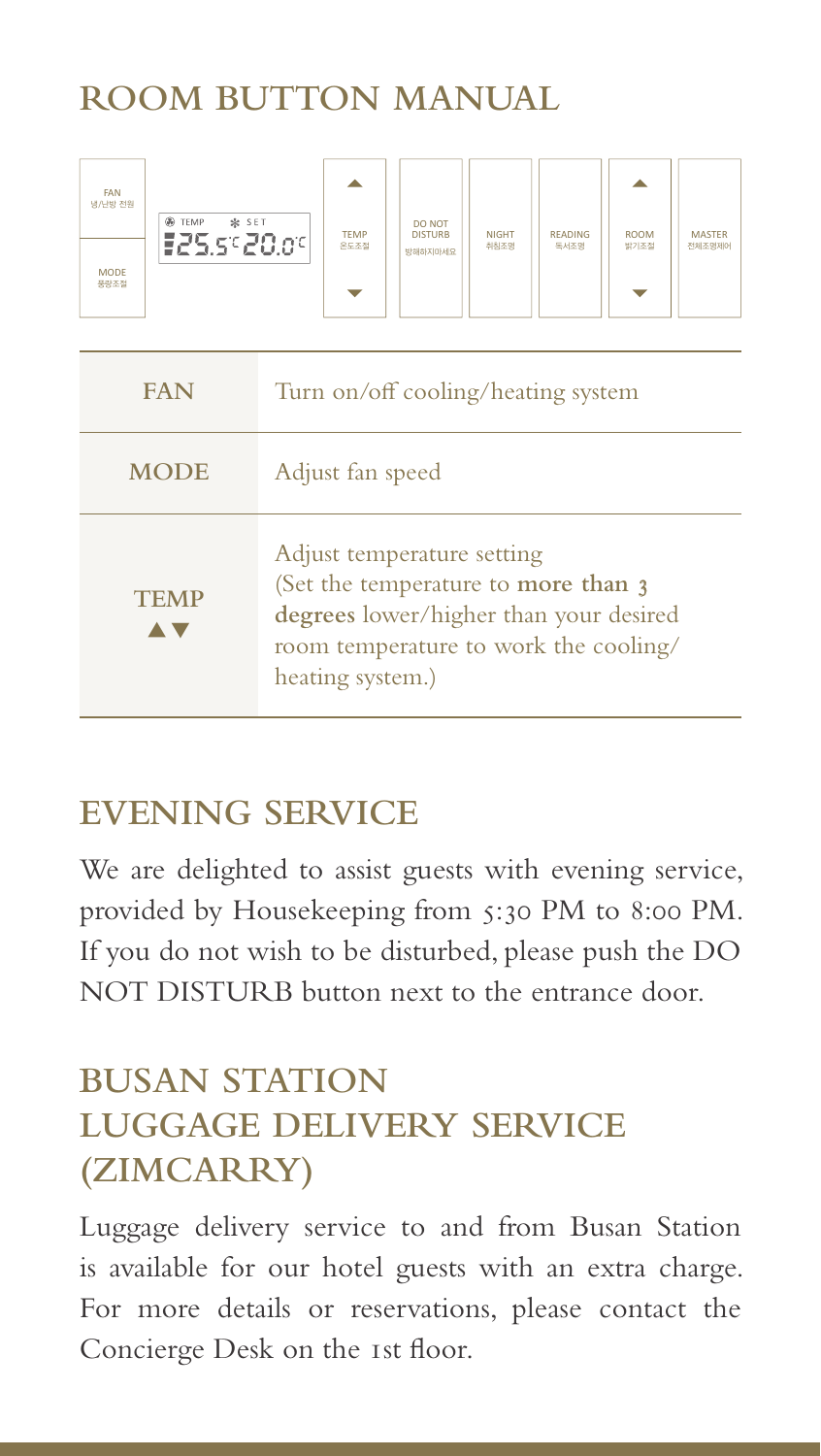# ROOM BUTTON MANUAL

FAN 냉/난방 전원 | TEMP SET 25.5℃ 20.0℃ | MODE 풍량조절 | ▲ TEMP 온도조절 ▼ | DO NOT DISTURB 방해하지마세요 | NIGHT 취침조명 | READING 독서조명 | ▲ ROOM 밝기조절 ▼ | MASTER 전체조명제어

| **FAN** | Turn on/off cooling/heating system |
| --- | --- |
| **MODE** | Adjust fan speed |
| **TEMP ▲▼** | Adjust temperature setting (Set the temperature to **more than 3 degrees** lower/higher than your desired room temperature to work the cooling/heating system.) |

## EVENING SERVICE

We are delighted to assist guests with evening service, provided by Housekeeping from 5:30 PM to 8:00 PM. If you do not wish to be disturbed, please push the DO NOT DISTURB button next to the entrance door.

## BUSAN STATION LUGGAGE DELIVERY SERVICE (ZIMCARRY)

Luggage delivery service to and from Busan Station is available for our hotel guests with an extra charge. For more details or reservations, please contact the Concierge Desk on the 1st floor.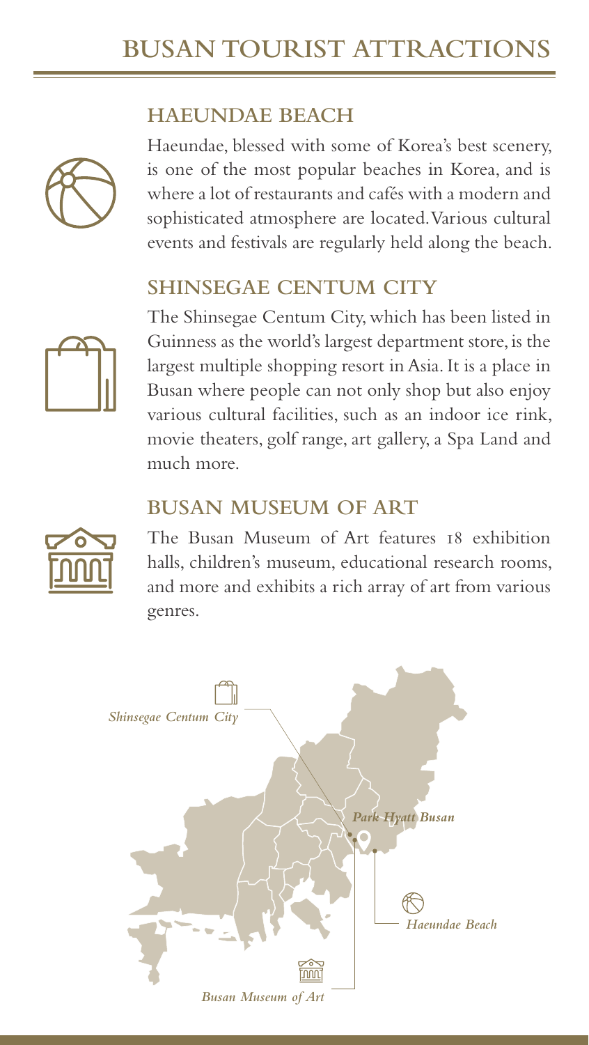# BUSAN TOURIST ATTRACTIONS

## HAEUNDAE BEACH

Haeundae, blessed with some of Korea's best scenery, is one of the most popular beaches in Korea, and is where a lot of restaurants and cafés with a modern and sophisticated atmosphere are located. Various cultural events and festivals are regularly held along the beach.

## SHINSEGAE CENTUM CITY

The Shinsegae Centum City, which has been listed in Guinness as the world's largest department store, is the largest multiple shopping resort in Asia. It is a place in Busan where people can not only shop but also enjoy various cultural facilities, such as an indoor ice rink, movie theaters, golf range, art gallery, a Spa Land and much more.

## BUSAN MUSEUM OF ART

The Busan Museum of Art features 18 exhibition halls, children's museum, educational research rooms, and more and exhibits a rich array of art from various genres.

*Shinsegae Centum City*

*Park Hyatt Busan*

*Haeundae Beach*

*Busan Museum of Art*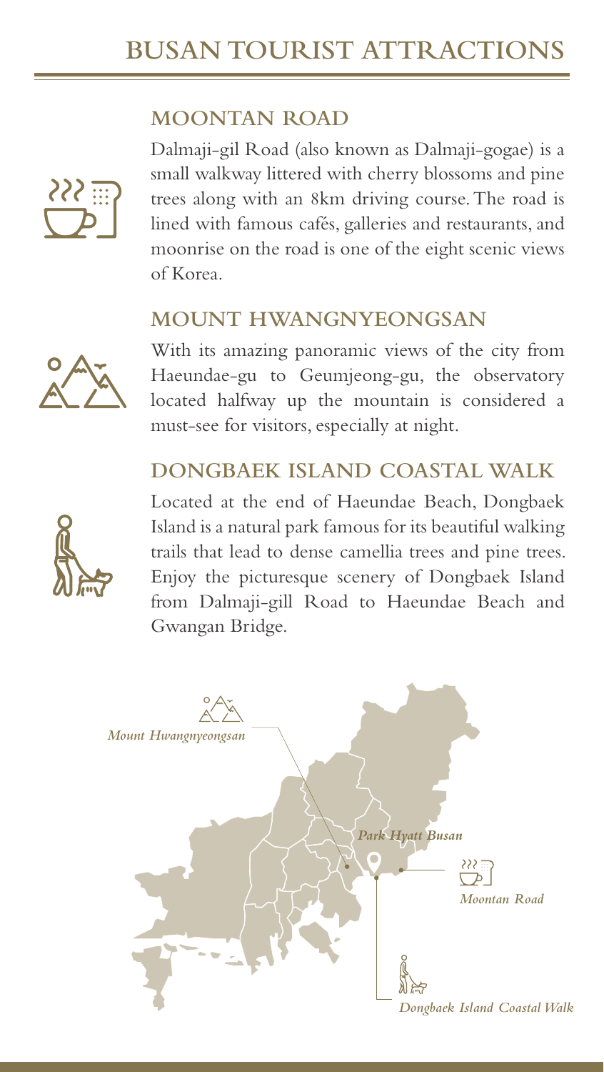# BUSAN TOURIST ATTRACTIONS

## MOONTAN ROAD

Dalmaji-gil Road (also known as Dalmaji-gogae) is a small walkway littered with cherry blossoms and pine trees along with an 8km driving course. The road is lined with famous cafés, galleries and restaurants, and moonrise on the road is one of the eight scenic views of Korea.

## MOUNT HWANGNYEONGSAN

With its amazing panoramic views of the city from Haeundae-gu to Geumjeong-gu, the observatory located halfway up the mountain is considered a must-see for visitors, especially at night.

## DONGBAEK ISLAND COASTAL WALK

Located at the end of Haeundae Beach, Dongbaek Island is a natural park famous for its beautiful walking trails that lead to dense camellia trees and pine trees. Enjoy the picturesque scenery of Dongbaek Island from Dalmaji-gill Road to Haeundae Beach and Gwangan Bridge.

*Mount Hwangnyeongsan*

*Park Hyatt Busan*

*Moontan Road*

*Dongbaek Island Coastal Walk*